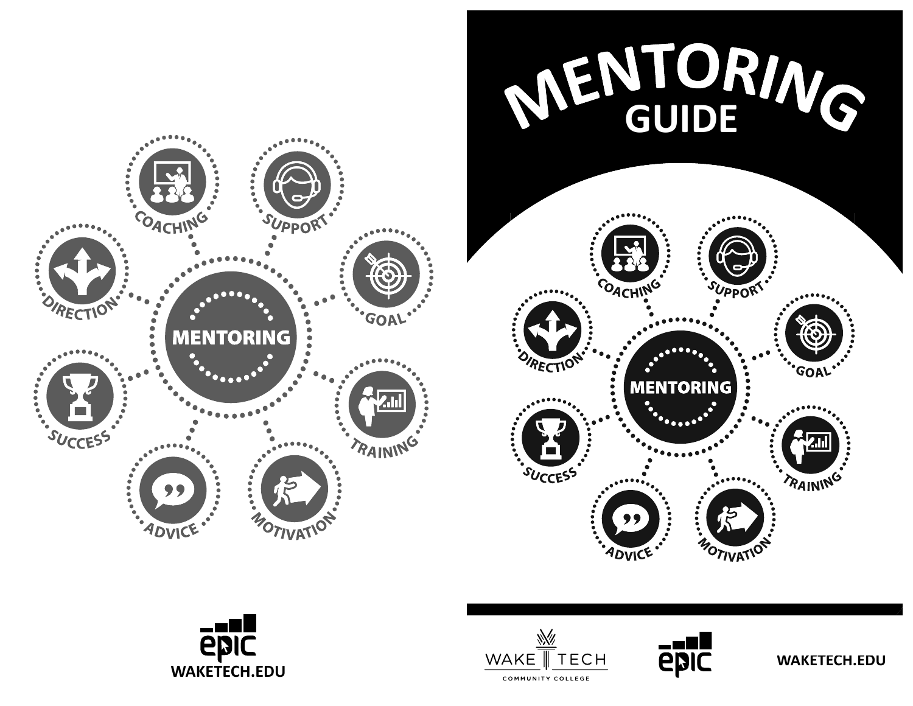# MENTORING GUIDE

MENTORING

COACHING

SUPPORT

GOAL

TRAINING

MOTIVATION

ADVICE

SUCCESS

DIRECTION

WAKE TECH COMMUNITY COLLEGE

epic

WAKETECH.EDU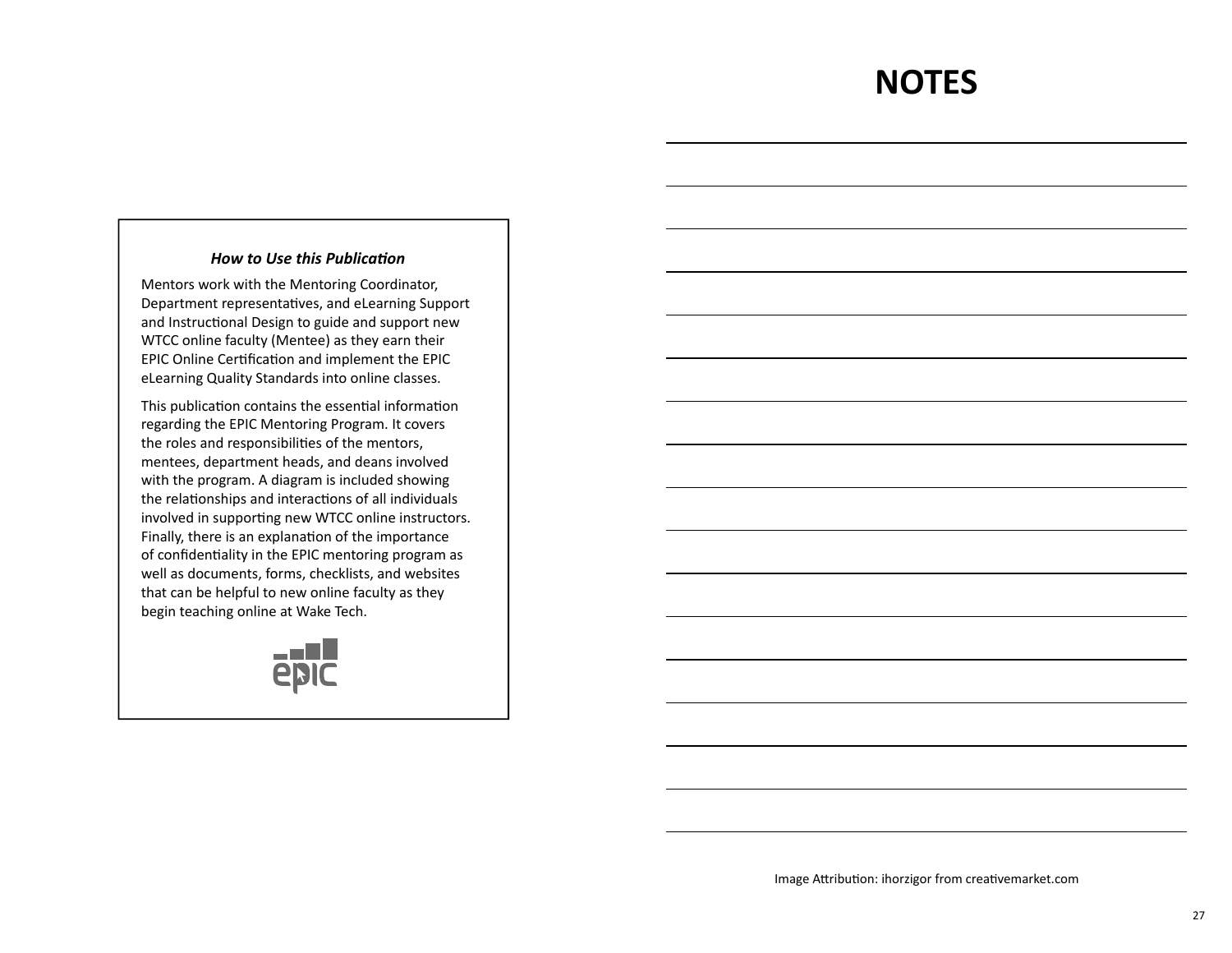***How to Use this Publication***

Mentors work with the Mentoring Coordinator, Department representatives, and eLearning Support and Instructional Design to guide and support new WTCC online faculty (Mentee) as they earn their EPIC Online Certification and implement the EPIC eLearning Quality Standards into online classes.

This publication contains the essential information regarding the EPIC Mentoring Program. It covers the roles and responsibilities of the mentors, mentees, department heads, and deans involved with the program. A diagram is included showing the relationships and interactions of all individuals involved in supporting new WTCC online instructors. Finally, there is an explanation of the importance of confidentiality in the EPIC mentoring program as well as documents, forms, checklists, and websites that can be helpful to new online faculty as they begin teaching online at Wake Tech.

# NOTES

Image Attribution: ihorzigor from creativemarket.com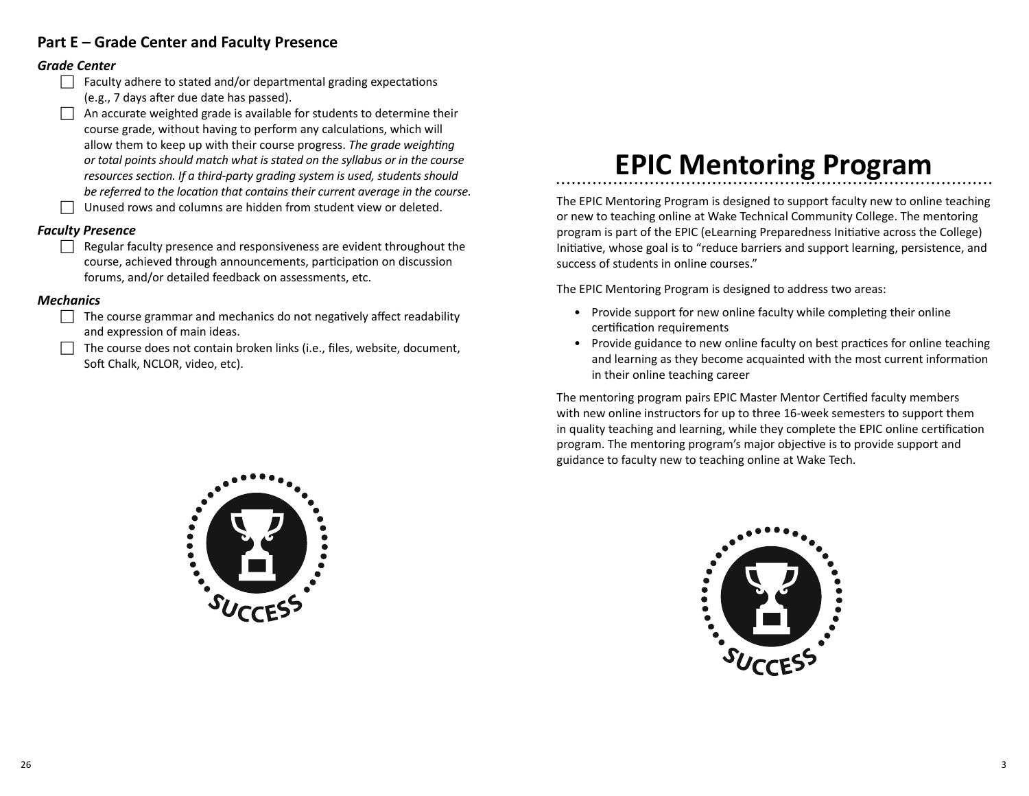## Part E – Grade Center and Faculty Presence

### *Grade Center*

- [ ] Faculty adhere to stated and/or departmental grading expectations (e.g., 7 days after due date has passed).
- [ ] An accurate weighted grade is available for students to determine their course grade, without having to perform any calculations, which will allow them to keep up with their course progress. *The grade weighting or total points should match what is stated on the syllabus or in the course resources section. If a third-party grading system is used, students should be referred to the location that contains their current average in the course.*
- [ ] Unused rows and columns are hidden from student view or deleted.

### *Faculty Presence*

- [ ] Regular faculty presence and responsiveness are evident throughout the course, achieved through announcements, participation on discussion forums, and/or detailed feedback on assessments, etc.

### *Mechanics*

- [ ] The course grammar and mechanics do not negatively affect readability and expression of main ideas.
- [ ] The course does not contain broken links (i.e., files, website, document, Soft Chalk, NCLOR, video, etc).

# EPIC Mentoring Program

The EPIC Mentoring Program is designed to support faculty new to online teaching or new to teaching online at Wake Technical Community College. The mentoring program is part of the EPIC (eLearning Preparedness Initiative across the College) Initiative, whose goal is to "reduce barriers and support learning, persistence, and success of students in online courses."

The EPIC Mentoring Program is designed to address two areas:

- Provide support for new online faculty while completing their online certification requirements
- Provide guidance to new online faculty on best practices for online teaching and learning as they become acquainted with the most current information in their online teaching career

The mentoring program pairs EPIC Master Mentor Certified faculty members with new online instructors for up to three 16-week semesters to support them in quality teaching and learning, while they complete the EPIC online certification program. The mentoring program's major objective is to provide support and guidance to faculty new to teaching online at Wake Tech.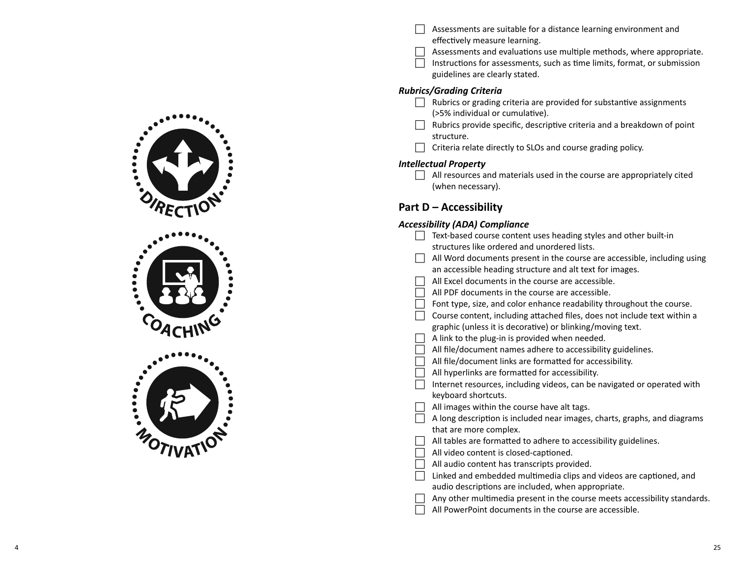DIRECTION

COACHING

MOTIVATION

- [ ] Assessments are suitable for a distance learning environment and effectively measure learning.
- [ ] Assessments and evaluations use multiple methods, where appropriate.
- [ ] Instructions for assessments, such as time limits, format, or submission guidelines are clearly stated.

### *Rubrics/Grading Criteria*

- [ ] Rubrics or grading criteria are provided for substantive assignments (>5% individual or cumulative).
- [ ] Rubrics provide specific, descriptive criteria and a breakdown of point structure.
- [ ] Criteria relate directly to SLOs and course grading policy.

### *Intellectual Property*

- [ ] All resources and materials used in the course are appropriately cited (when necessary).

## Part D – Accessibility

### *Accessibility (ADA) Compliance*

- [ ] Text-based course content uses heading styles and other built-in structures like ordered and unordered lists.
- [ ] All Word documents present in the course are accessible, including using an accessible heading structure and alt text for images.
- [ ] All Excel documents in the course are accessible.
- [ ] All PDF documents in the course are accessible.
- [ ] Font type, size, and color enhance readability throughout the course.
- [ ] Course content, including attached files, does not include text within a graphic (unless it is decorative) or blinking/moving text.
- [ ] A link to the plug-in is provided when needed.
- [ ] All file/document names adhere to accessibility guidelines.
- [ ] All file/document links are formatted for accessibility.
- [ ] All hyperlinks are formatted for accessibility.
- [ ] Internet resources, including videos, can be navigated or operated with keyboard shortcuts.
- [ ] All images within the course have alt tags.
- [ ] A long description is included near images, charts, graphs, and diagrams that are more complex.
- [ ] All tables are formatted to adhere to accessibility guidelines.
- [ ] All video content is closed-captioned.
- [ ] All audio content has transcripts provided.
- [ ] Linked and embedded multimedia clips and videos are captioned, and audio descriptions are included, when appropriate.
- [ ] Any other multimedia present in the course meets accessibility standards.
- [ ] All PowerPoint documents in the course are accessible.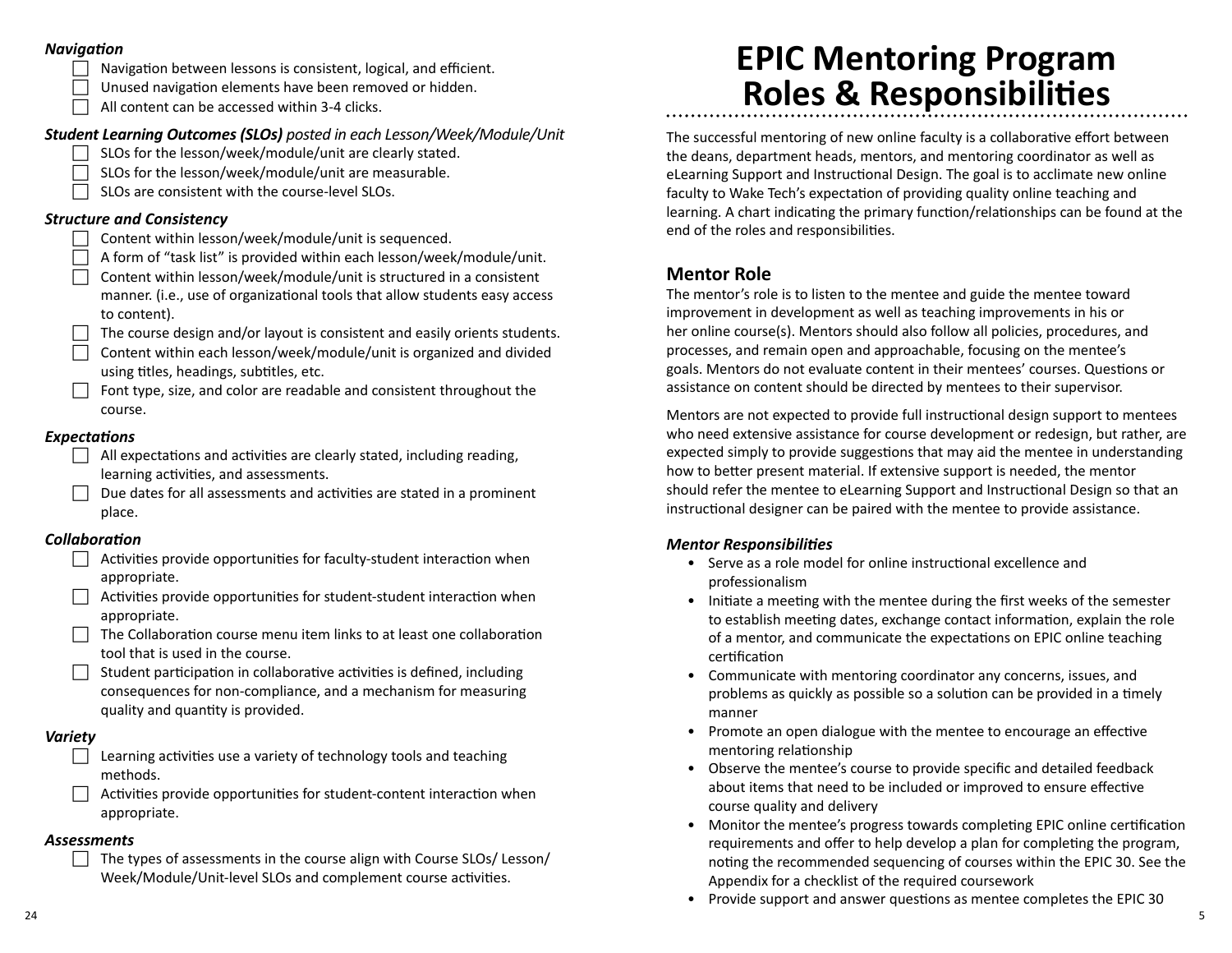### *Navigation*

- [ ] Navigation between lessons is consistent, logical, and efficient.
- [ ] Unused navigation elements have been removed or hidden.
- [ ] All content can be accessed within 3-4 clicks.

### ***Student Learning Outcomes (SLOs)*** *posted in each Lesson/Week/Module/Unit*

- [ ] SLOs for the lesson/week/module/unit are clearly stated.
- [ ] SLOs for the lesson/week/module/unit are measurable.
- [ ] SLOs are consistent with the course-level SLOs.

### *Structure and Consistency*

- [ ] Content within lesson/week/module/unit is sequenced.
- [ ] A form of "task list" is provided within each lesson/week/module/unit.
- [ ] Content within lesson/week/module/unit is structured in a consistent manner. (i.e., use of organizational tools that allow students easy access to content).
- [ ] The course design and/or layout is consistent and easily orients students.
- [ ] Content within each lesson/week/module/unit is organized and divided using titles, headings, subtitles, etc.
- [ ] Font type, size, and color are readable and consistent throughout the course.

### *Expectations*

- [ ] All expectations and activities are clearly stated, including reading, learning activities, and assessments.
- [ ] Due dates for all assessments and activities are stated in a prominent place.

### *Collaboration*

- [ ] Activities provide opportunities for faculty-student interaction when appropriate.
- [ ] Activities provide opportunities for student-student interaction when appropriate.
- [ ] The Collaboration course menu item links to at least one collaboration tool that is used in the course.
- [ ] Student participation in collaborative activities is defined, including consequences for non-compliance, and a mechanism for measuring quality and quantity is provided.

### *Variety*

- [ ] Learning activities use a variety of technology tools and teaching methods.
- [ ] Activities provide opportunities for student-content interaction when appropriate.

### *Assessments*

- [ ] The types of assessments in the course align with Course SLOs/ Lesson/ Week/Module/Unit-level SLOs and complement course activities.

# EPIC Mentoring Program Roles & Responsibilities

The successful mentoring of new online faculty is a collaborative effort between the deans, department heads, mentors, and mentoring coordinator as well as eLearning Support and Instructional Design. The goal is to acclimate new online faculty to Wake Tech's expectation of providing quality online teaching and learning. A chart indicating the primary function/relationships can be found at the end of the roles and responsibilities.

## Mentor Role

The mentor's role is to listen to the mentee and guide the mentee toward improvement in development as well as teaching improvements in his or her online course(s). Mentors should also follow all policies, procedures, and processes, and remain open and approachable, focusing on the mentee's goals. Mentors do not evaluate content in their mentees' courses. Questions or assistance on content should be directed by mentees to their supervisor.

Mentors are not expected to provide full instructional design support to mentees who need extensive assistance for course development or redesign, but rather, are expected simply to provide suggestions that may aid the mentee in understanding how to better present material. If extensive support is needed, the mentor should refer the mentee to eLearning Support and Instructional Design so that an instructional designer can be paired with the mentee to provide assistance.

### *Mentor Responsibilities*

- Serve as a role model for online instructional excellence and professionalism
- Initiate a meeting with the mentee during the first weeks of the semester to establish meeting dates, exchange contact information, explain the role of a mentor, and communicate the expectations on EPIC online teaching certification
- Communicate with mentoring coordinator any concerns, issues, and problems as quickly as possible so a solution can be provided in a timely manner
- Promote an open dialogue with the mentee to encourage an effective mentoring relationship
- Observe the mentee's course to provide specific and detailed feedback about items that need to be included or improved to ensure effective course quality and delivery
- Monitor the mentee's progress towards completing EPIC online certification requirements and offer to help develop a plan for completing the program, noting the recommended sequencing of courses within the EPIC 30. See the Appendix for a checklist of the required coursework
- Provide support and answer questions as mentee completes the EPIC 30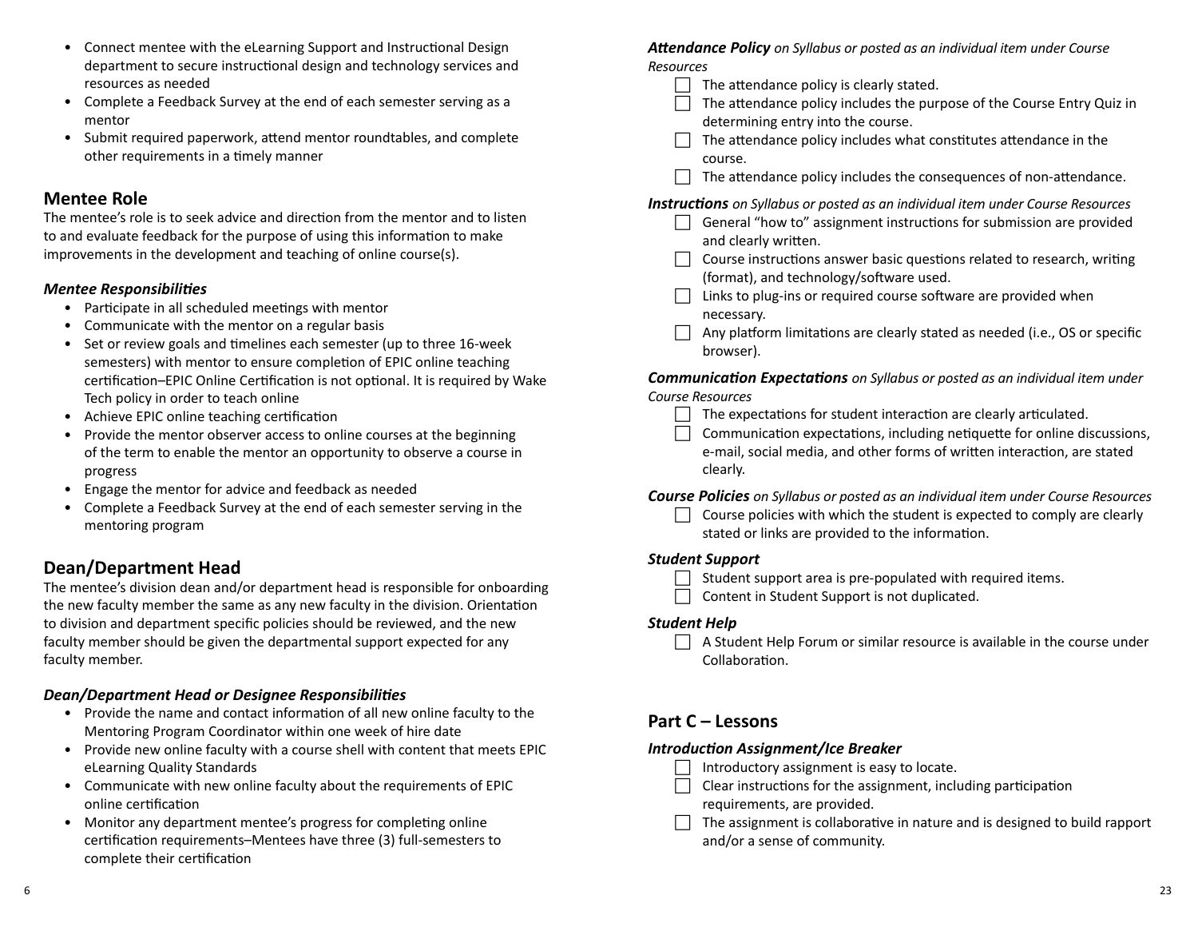- Connect mentee with the eLearning Support and Instructional Design department to secure instructional design and technology services and resources as needed
- Complete a Feedback Survey at the end of each semester serving as a mentor
- Submit required paperwork, attend mentor roundtables, and complete other requirements in a timely manner

## Mentee Role

The mentee's role is to seek advice and direction from the mentor and to listen to and evaluate feedback for the purpose of using this information to make improvements in the development and teaching of online course(s).

### *Mentee Responsibilities*

- Participate in all scheduled meetings with mentor
- Communicate with the mentor on a regular basis
- Set or review goals and timelines each semester (up to three 16-week semesters) with mentor to ensure completion of EPIC online teaching certification–EPIC Online Certification is not optional. It is required by Wake Tech policy in order to teach online
- Achieve EPIC online teaching certification
- Provide the mentor observer access to online courses at the beginning of the term to enable the mentor an opportunity to observe a course in progress
- Engage the mentor for advice and feedback as needed
- Complete a Feedback Survey at the end of each semester serving in the mentoring program

## Dean/Department Head

The mentee's division dean and/or department head is responsible for onboarding the new faculty member the same as any new faculty in the division. Orientation to division and department specific policies should be reviewed, and the new faculty member should be given the departmental support expected for any faculty member.

### *Dean/Department Head or Designee Responsibilities*

- Provide the name and contact information of all new online faculty to the Mentoring Program Coordinator within one week of hire date
- Provide new online faculty with a course shell with content that meets EPIC eLearning Quality Standards
- Communicate with new online faculty about the requirements of EPIC online certification
- Monitor any department mentee's progress for completing online certification requirements–Mentees have three (3) full-semesters to complete their certification

***Attendance Policy*** *on Syllabus or posted as an individual item under Course Resources*

- [ ] The attendance policy is clearly stated.
- [ ] The attendance policy includes the purpose of the Course Entry Quiz in determining entry into the course.
- [ ] The attendance policy includes what constitutes attendance in the course.
- [ ] The attendance policy includes the consequences of non-attendance.

***Instructions*** *on Syllabus or posted as an individual item under Course Resources*

- [ ] General "how to" assignment instructions for submission are provided and clearly written.
- [ ] Course instructions answer basic questions related to research, writing (format), and technology/software used.
- [ ] Links to plug-ins or required course software are provided when necessary.
- [ ] Any platform limitations are clearly stated as needed (i.e., OS or specific browser).

***Communication Expectations*** *on Syllabus or posted as an individual item under Course Resources*

- [ ] The expectations for student interaction are clearly articulated.
- [ ] Communication expectations, including netiquette for online discussions, e-mail, social media, and other forms of written interaction, are stated clearly.

***Course Policies*** *on Syllabus or posted as an individual item under Course Resources*

- [ ] Course policies with which the student is expected to comply are clearly stated or links are provided to the information.

***Student Support***

- [ ] Student support area is pre-populated with required items.
- [ ] Content in Student Support is not duplicated.

***Student Help***

- [ ] A Student Help Forum or similar resource is available in the course under Collaboration.

## Part C – Lessons

### *Introduction Assignment/Ice Breaker*

- [ ] Introductory assignment is easy to locate.
- [ ] Clear instructions for the assignment, including participation requirements, are provided.
- [ ] The assignment is collaborative in nature and is designed to build rapport and/or a sense of community.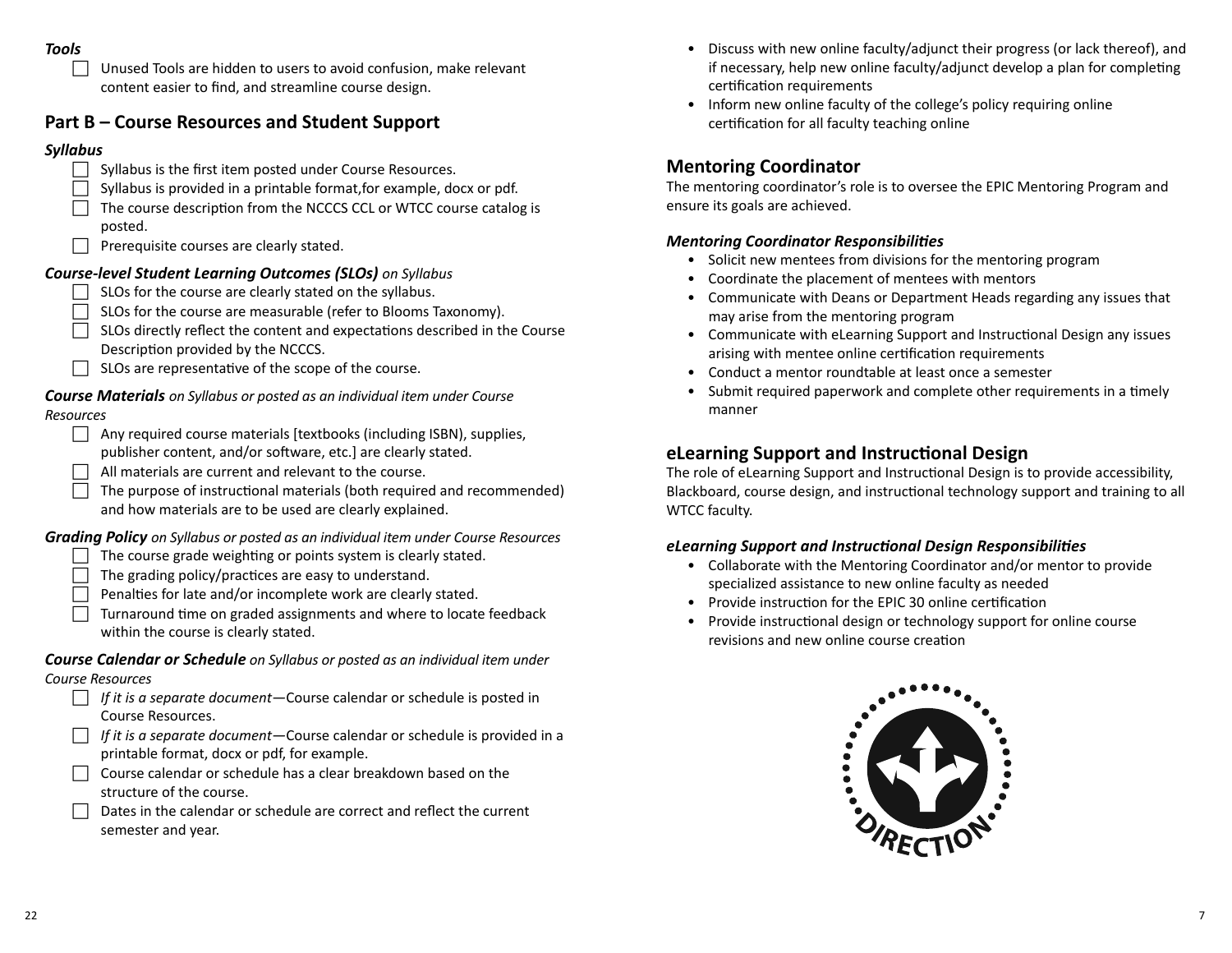### *Tools*

- [ ] Unused Tools are hidden to users to avoid confusion, make relevant content easier to find, and streamline course design.

## Part B – Course Resources and Student Support

### *Syllabus*

- [ ] Syllabus is the first item posted under Course Resources.
- [ ] Syllabus is provided in a printable format,for example, docx or pdf.
- [ ] The course description from the NCCCS CCL or WTCC course catalog is posted.
- [ ] Prerequisite courses are clearly stated.

### *Course-level Student Learning Outcomes (SLOs) on Syllabus*

- [ ] SLOs for the course are clearly stated on the syllabus.
- [ ] SLOs for the course are measurable (refer to Blooms Taxonomy).
- [ ] SLOs directly reflect the content and expectations described in the Course Description provided by the NCCCS.
- [ ] SLOs are representative of the scope of the course.

### *Course Materials on Syllabus or posted as an individual item under Course Resources*

- [ ] Any required course materials [textbooks (including ISBN), supplies, publisher content, and/or software, etc.] are clearly stated.
- [ ] All materials are current and relevant to the course.
- [ ] The purpose of instructional materials (both required and recommended) and how materials are to be used are clearly explained.

### *Grading Policy on Syllabus or posted as an individual item under Course Resources*

- [ ] The course grade weighting or points system is clearly stated.
- [ ] The grading policy/practices are easy to understand.
- [ ] Penalties for late and/or incomplete work are clearly stated.
- [ ] Turnaround time on graded assignments and where to locate feedback within the course is clearly stated.

### *Course Calendar or Schedule on Syllabus or posted as an individual item under Course Resources*

- [ ] *If it is a separate document*—Course calendar or schedule is posted in Course Resources.
- [ ] *If it is a separate document*—Course calendar or schedule is provided in a printable format, docx or pdf, for example.
- [ ] Course calendar or schedule has a clear breakdown based on the structure of the course.
- [ ] Dates in the calendar or schedule are correct and reflect the current semester and year.

- Discuss with new online faculty/adjunct their progress (or lack thereof), and if necessary, help new online faculty/adjunct develop a plan for completing certification requirements
- Inform new online faculty of the college's policy requiring online certification for all faculty teaching online

## Mentoring Coordinator

The mentoring coordinator's role is to oversee the EPIC Mentoring Program and ensure its goals are achieved.

### *Mentoring Coordinator Responsibilities*

- Solicit new mentees from divisions for the mentoring program
- Coordinate the placement of mentees with mentors
- Communicate with Deans or Department Heads regarding any issues that may arise from the mentoring program
- Communicate with eLearning Support and Instructional Design any issues arising with mentee online certification requirements
- Conduct a mentor roundtable at least once a semester
- Submit required paperwork and complete other requirements in a timely manner

## eLearning Support and Instructional Design

The role of eLearning Support and Instructional Design is to provide accessibility, Blackboard, course design, and instructional technology support and training to all WTCC faculty.

### *eLearning Support and Instructional Design Responsibilities*

- Collaborate with the Mentoring Coordinator and/or mentor to provide specialized assistance to new online faculty as needed
- Provide instruction for the EPIC 30 online certification
- Provide instructional design or technology support for online course revisions and new online course creation

DIRECTION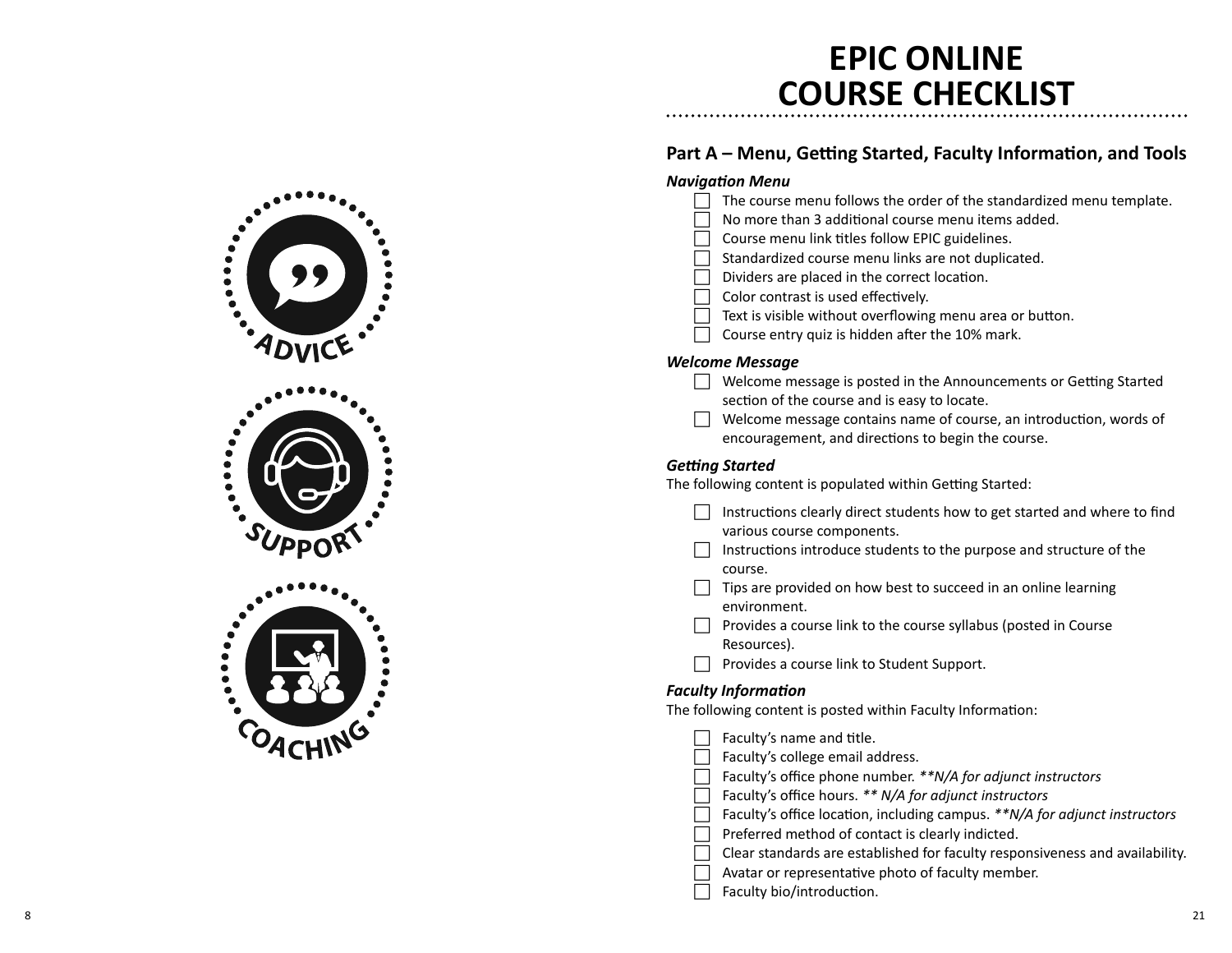# EPIC ONLINE COURSE CHECKLIST

## Part A – Menu, Getting Started, Faculty Information, and Tools

### *Navigation Menu*

- ☐ The course menu follows the order of the standardized menu template.
- ☐ No more than 3 additional course menu items added.
- ☐ Course menu link titles follow EPIC guidelines.
- ☐ Standardized course menu links are not duplicated.
- ☐ Dividers are placed in the correct location.
- ☐ Color contrast is used effectively.
- ☐ Text is visible without overflowing menu area or button.
- ☐ Course entry quiz is hidden after the 10% mark.

### *Welcome Message*

- ☐ Welcome message is posted in the Announcements or Getting Started section of the course and is easy to locate.
- ☐ Welcome message contains name of course, an introduction, words of encouragement, and directions to begin the course.

### *Getting Started*

The following content is populated within Getting Started:

- ☐ Instructions clearly direct students how to get started and where to find various course components.
- ☐ Instructions introduce students to the purpose and structure of the course.
- ☐ Tips are provided on how best to succeed in an online learning environment.
- ☐ Provides a course link to the course syllabus (posted in Course Resources).
- ☐ Provides a course link to Student Support.

### *Faculty Information*

The following content is posted within Faculty Information:

- ☐ Faculty's name and title.
- ☐ Faculty's college email address.
- ☐ Faculty's office phone number. *\*\*N/A for adjunct instructors*
- ☐ Faculty's office hours. *\*\* N/A for adjunct instructors*
- ☐ Faculty's office location, including campus. *\*\*N/A for adjunct instructors*
- ☐ Preferred method of contact is clearly indicted.
- ☐ Clear standards are established for faculty responsiveness and availability.
- ☐ Avatar or representative photo of faculty member.
- ☐ Faculty bio/introduction.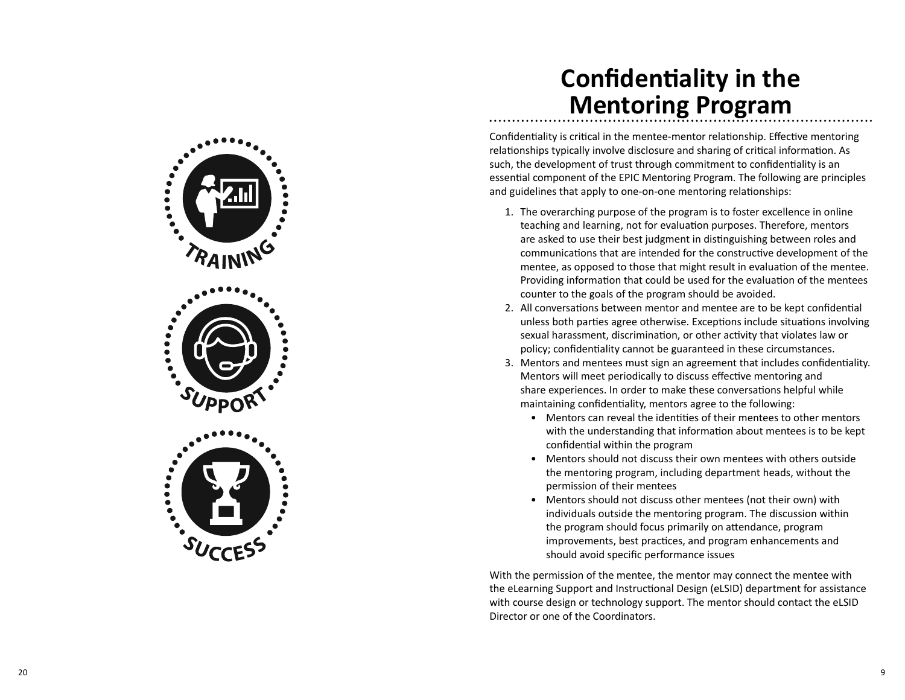# Confidentiality in the Mentoring Program

Confidentiality is critical in the mentee-mentor relationship. Effective mentoring relationships typically involve disclosure and sharing of critical information. As such, the development of trust through commitment to confidentiality is an essential component of the EPIC Mentoring Program. The following are principles and guidelines that apply to one-on-one mentoring relationships:

1. The overarching purpose of the program is to foster excellence in online teaching and learning, not for evaluation purposes. Therefore, mentors are asked to use their best judgment in distinguishing between roles and communications that are intended for the constructive development of the mentee, as opposed to those that might result in evaluation of the mentee. Providing information that could be used for the evaluation of the mentees counter to the goals of the program should be avoided.
2. All conversations between mentor and mentee are to be kept confidential unless both parties agree otherwise. Exceptions include situations involving sexual harassment, discrimination, or other activity that violates law or policy; confidentiality cannot be guaranteed in these circumstances.
3. Mentors and mentees must sign an agreement that includes confidentiality. Mentors will meet periodically to discuss effective mentoring and share experiences. In order to make these conversations helpful while maintaining confidentiality, mentors agree to the following:
   - Mentors can reveal the identities of their mentees to other mentors with the understanding that information about mentees is to be kept confidential within the program
   - Mentors should not discuss their own mentees with others outside the mentoring program, including department heads, without the permission of their mentees
   - Mentors should not discuss other mentees (not their own) with individuals outside the mentoring program. The discussion within the program should focus primarily on attendance, program improvements, best practices, and program enhancements and should avoid specific performance issues

With the permission of the mentee, the mentor may connect the mentee with the eLearning Support and Instructional Design (eLSID) department for assistance with course design or technology support. The mentor should contact the eLSID Director or one of the Coordinators.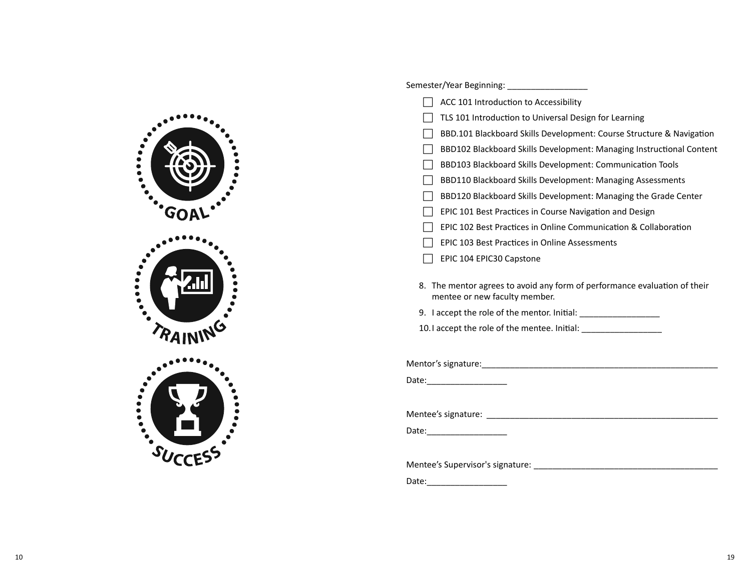GOAL

TRAINING

SUCCESS

Semester/Year Beginning: _________________

- [ ] ACC 101 Introduction to Accessibility
- [ ] TLS 101 Introduction to Universal Design for Learning
- [ ] BBD.101 Blackboard Skills Development: Course Structure & Navigation
- [ ] BBD102 Blackboard Skills Development: Managing Instructional Content
- [ ] BBD103 Blackboard Skills Development: Communication Tools
- [ ] BBD110 Blackboard Skills Development: Managing Assessments
- [ ] BBD120 Blackboard Skills Development: Managing the Grade Center
- [ ] EPIC 101 Best Practices in Course Navigation and Design
- [ ] EPIC 102 Best Practices in Online Communication & Collaboration
- [ ] EPIC 103 Best Practices in Online Assessments
- [ ] EPIC 104 EPIC30 Capstone

8. The mentor agrees to avoid any form of performance evaluation of their mentee or new faculty member.
9. I accept the role of the mentor. Initial: _________________
10. I accept the role of the mentee. Initial: _________________

Mentor's signature:_____________________________________________________

Date:_________________

Mentee's signature: _____________________________________________________

Date:_________________

Mentee's Supervisor's signature: _________________________________________

Date:_________________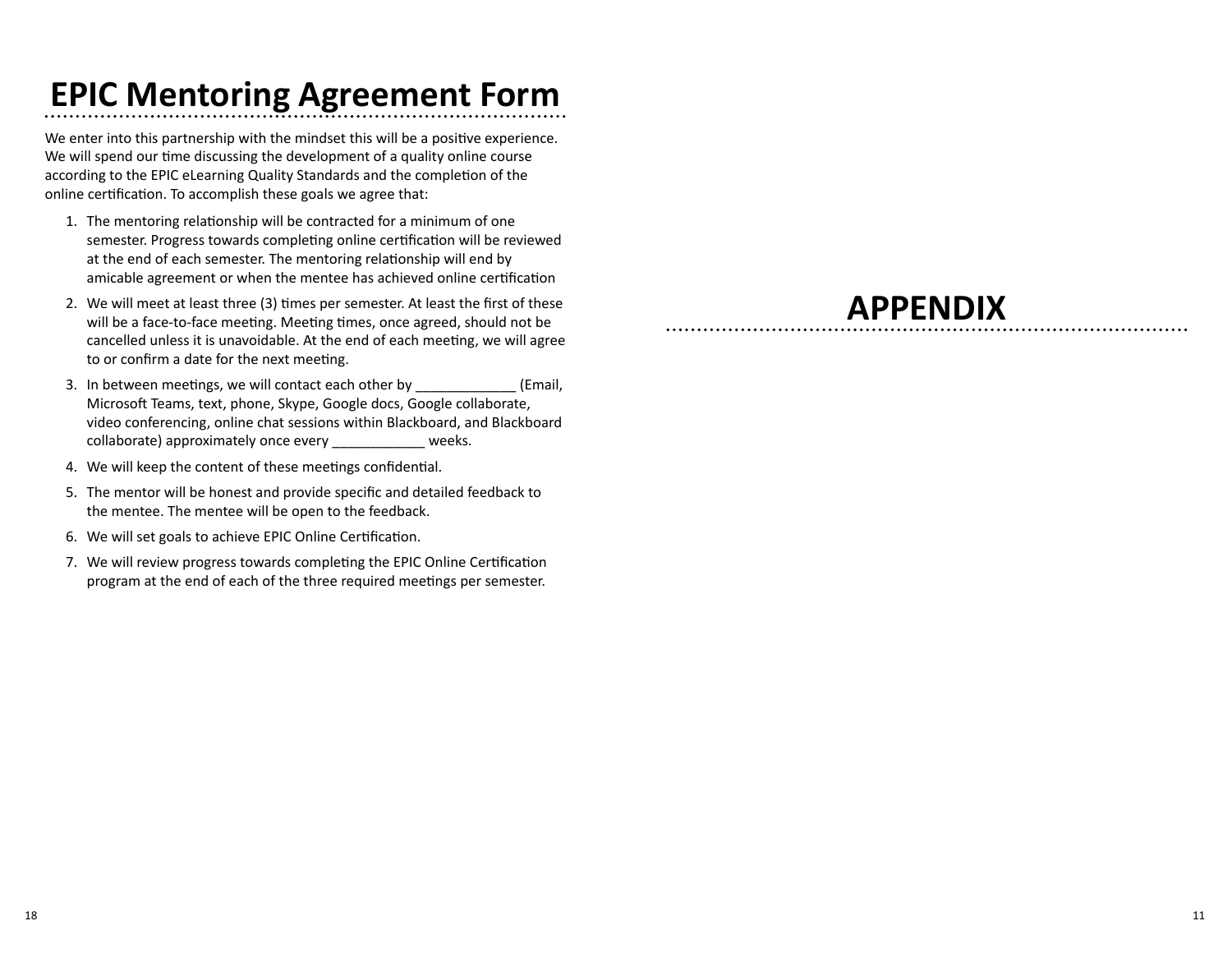# EPIC Mentoring Agreement Form

We enter into this partnership with the mindset this will be a positive experience. We will spend our time discussing the development of a quality online course according to the EPIC eLearning Quality Standards and the completion of the online certification. To accomplish these goals we agree that:

1. The mentoring relationship will be contracted for a minimum of one semester. Progress towards completing online certification will be reviewed at the end of each semester. The mentoring relationship will end by amicable agreement or when the mentee has achieved online certification
2. We will meet at least three (3) times per semester. At least the first of these will be a face-to-face meeting. Meeting times, once agreed, should not be cancelled unless it is unavoidable. At the end of each meeting, we will agree to or confirm a date for the next meeting.
3. In between meetings, we will contact each other by _____________ (Email, Microsoft Teams, text, phone, Skype, Google docs, Google collaborate, video conferencing, online chat sessions within Blackboard, and Blackboard collaborate) approximately once every ____________ weeks.
4. We will keep the content of these meetings confidential.
5. The mentor will be honest and provide specific and detailed feedback to the mentee. The mentee will be open to the feedback.
6. We will set goals to achieve EPIC Online Certification.
7. We will review progress towards completing the EPIC Online Certification program at the end of each of the three required meetings per semester.

# APPENDIX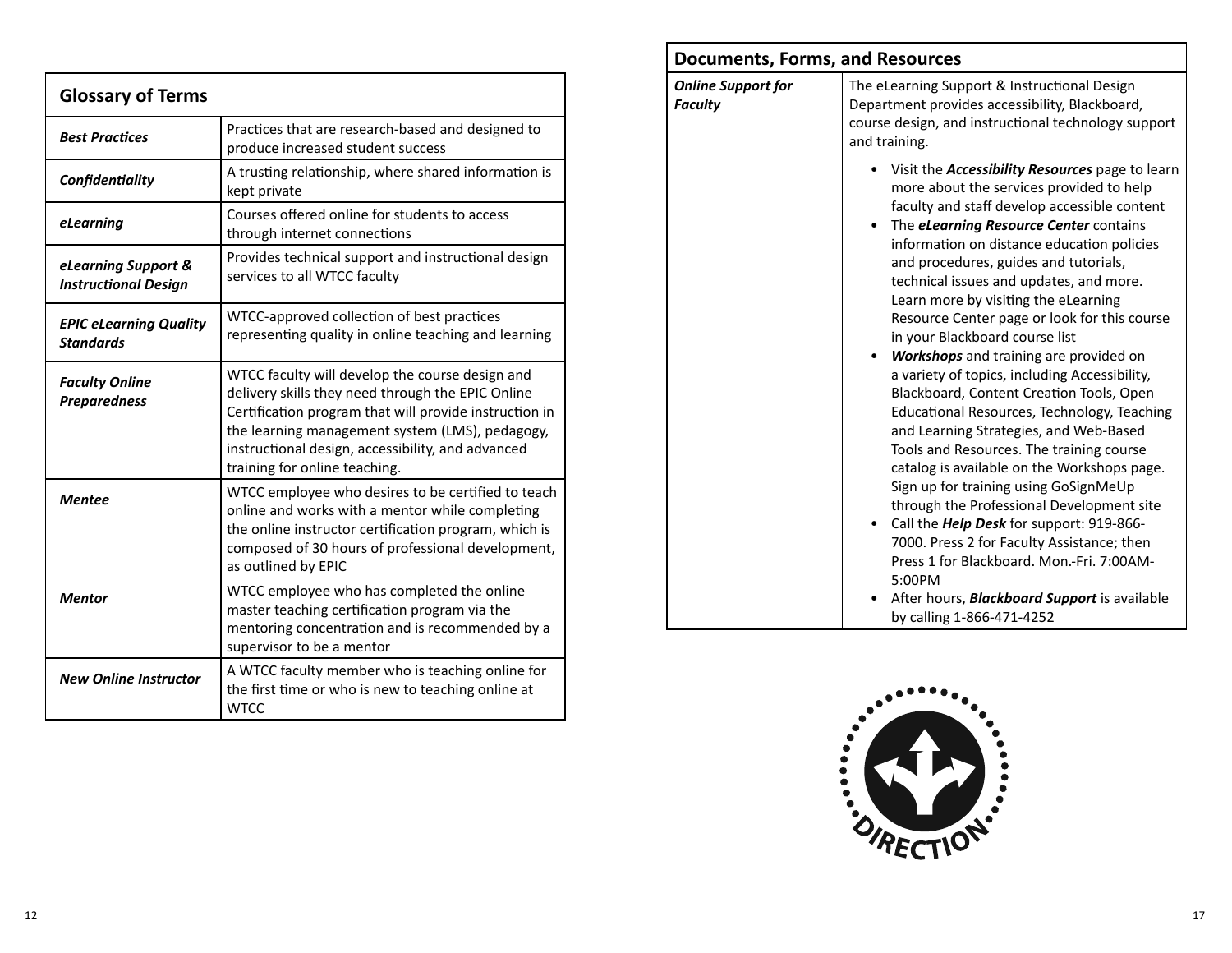| **Glossary of Terms** | |
|---|---|
| ***Best Practices*** | Practices that are research-based and designed to produce increased student success |
| ***Confidentiality*** | A trusting relationship, where shared information is kept private |
| ***eLearning*** | Courses offered online for students to access through internet connections |
| ***eLearning Support & Instructional Design*** | Provides technical support and instructional design services to all WTCC faculty |
| ***EPIC eLearning Quality Standards*** | WTCC-approved collection of best practices representing quality in online teaching and learning |
| ***Faculty Online Preparedness*** | WTCC faculty will develop the course design and delivery skills they need through the EPIC Online Certification program that will provide instruction in the learning management system (LMS), pedagogy, instructional design, accessibility, and advanced training for online teaching. |
| ***Mentee*** | WTCC employee who desires to be certified to teach online and works with a mentor while completing the online instructor certification program, which is composed of 30 hours of professional development, as outlined by EPIC |
| ***Mentor*** | WTCC employee who has completed the online master teaching certification program via the mentoring concentration and is recommended by a supervisor to be a mentor |
| ***New Online Instructor*** | A WTCC faculty member who is teaching online for the first time or who is new to teaching online at WTCC |

| **Documents, Forms, and Resources** | |
|---|---|
| ***Online Support for Faculty*** | The eLearning Support & Instructional Design Department provides accessibility, Blackboard, course design, and instructional technology support and training.<br>• Visit the ***Accessibility Resources*** page to learn more about the services provided to help faculty and staff develop accessible content<br>• The ***eLearning Resource Center*** contains information on distance education policies and procedures, guides and tutorials, technical issues and updates, and more. Learn more by visiting the eLearning Resource Center page or look for this course in your Blackboard course list<br>• ***Workshops*** and training are provided on a variety of topics, including Accessibility, Blackboard, Content Creation Tools, Open Educational Resources, Technology, Teaching and Learning Strategies, and Web-Based Tools and Resources. The training course catalog is available on the Workshops page. Sign up for training using GoSignMeUp through the Professional Development site<br>• Call the ***Help Desk*** for support: 919-866-7000. Press 2 for Faculty Assistance; then Press 1 for Blackboard. Mon.-Fri. 7:00AM-5:00PM<br>• After hours, ***Blackboard Support*** is available by calling 1-866-471-4252 |

DIRECTION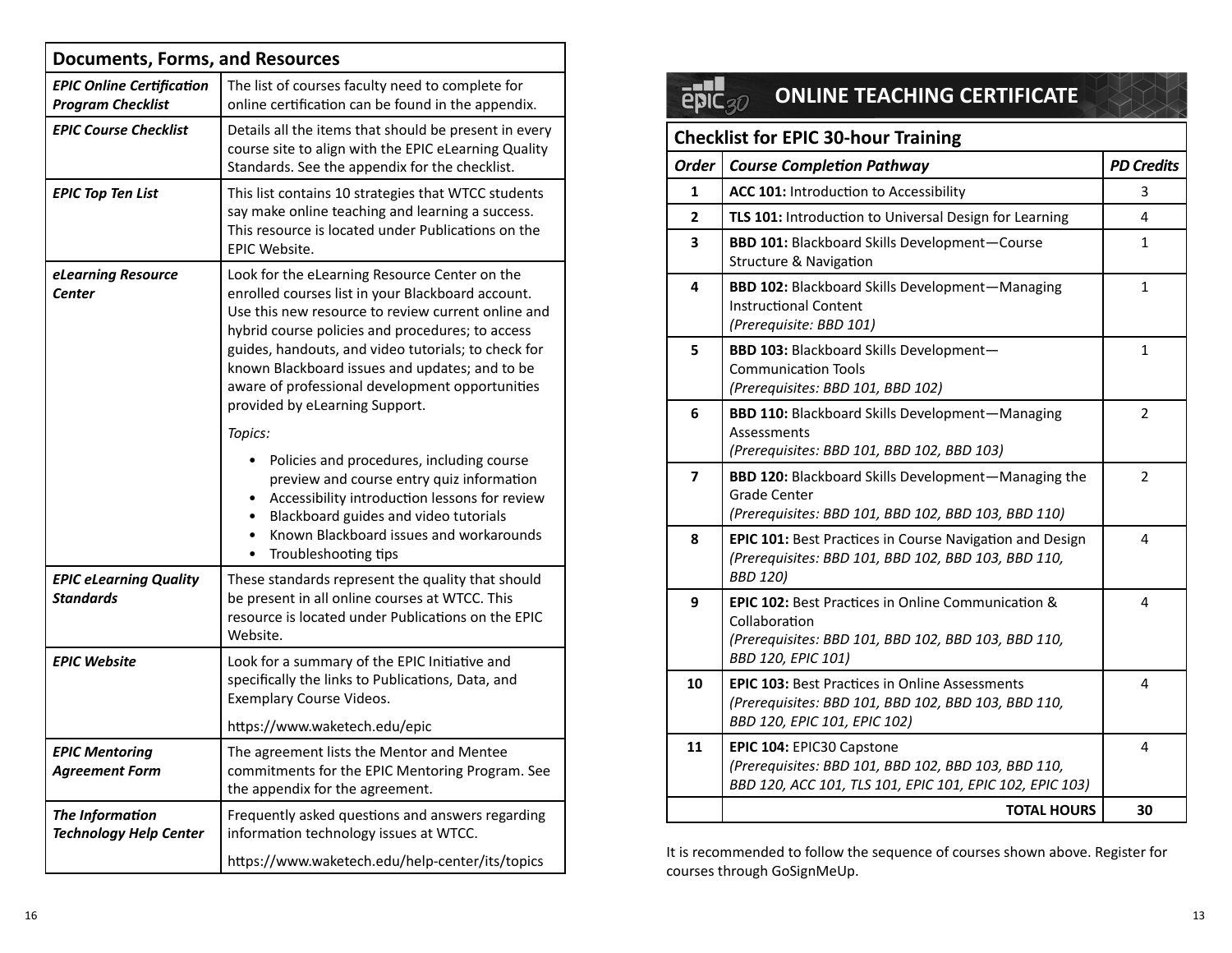| Documents, Forms, and Resources | |
|---|---|
| ***EPIC Online Certification Program Checklist*** | The list of courses faculty need to complete for online certification can be found in the appendix. |
| ***EPIC Course Checklist*** | Details all the items that should be present in every course site to align with the EPIC eLearning Quality Standards. See the appendix for the checklist. |
| ***EPIC Top Ten List*** | This list contains 10 strategies that WTCC students say make online teaching and learning a success. This resource is located under Publications on the EPIC Website. |
| ***eLearning Resource Center*** | Look for the eLearning Resource Center on the enrolled courses list in your Blackboard account. Use this new resource to review current online and hybrid course policies and procedures; to access guides, handouts, and video tutorials; to check for known Blackboard issues and updates; and to be aware of professional development opportunities provided by eLearning Support. *Topics:* • Policies and procedures, including course preview and course entry quiz information • Accessibility introduction lessons for review • Blackboard guides and video tutorials • Known Blackboard issues and workarounds • Troubleshooting tips |
| ***EPIC eLearning Quality Standards*** | These standards represent the quality that should be present in all online courses at WTCC. This resource is located under Publications on the EPIC Website. |
| ***EPIC Website*** | Look for a summary of the EPIC Initiative and specifically the links to Publications, Data, and Exemplary Course Videos. https://www.waketech.edu/epic |
| ***EPIC Mentoring Agreement Form*** | The agreement lists the Mentor and Mentee commitments for the EPIC Mentoring Program. See the appendix for the agreement. |
| ***The Information Technology Help Center*** | Frequently asked questions and answers regarding information technology issues at WTCC. https://www.waketech.edu/help-center/its/topics |

## ONLINE TEACHING CERTIFICATE

| Checklist for EPIC 30-hour Training | | |
|---|---|---|
| ***Order*** | ***Course Completion Pathway*** | ***PD Credits*** |
| **1** | **ACC 101:** Introduction to Accessibility | 3 |
| **2** | **TLS 101:** Introduction to Universal Design for Learning | 4 |
| **3** | **BBD 101:** Blackboard Skills Development—Course Structure & Navigation | 1 |
| **4** | **BBD 102:** Blackboard Skills Development—Managing Instructional Content *(Prerequisite: BBD 101)* | 1 |
| **5** | **BBD 103:** Blackboard Skills Development—Communication Tools *(Prerequisites: BBD 101, BBD 102)* | 1 |
| **6** | **BBD 110:** Blackboard Skills Development—Managing Assessments *(Prerequisites: BBD 101, BBD 102, BBD 103)* | 2 |
| **7** | **BBD 120:** Blackboard Skills Development—Managing the Grade Center *(Prerequisites: BBD 101, BBD 102, BBD 103, BBD 110)* | 2 |
| **8** | **EPIC 101:** Best Practices in Course Navigation and Design *(Prerequisites: BBD 101, BBD 102, BBD 103, BBD 110, BBD 120)* | 4 |
| **9** | **EPIC 102:** Best Practices in Online Communication & Collaboration *(Prerequisites: BBD 101, BBD 102, BBD 103, BBD 110, BBD 120, EPIC 101)* | 4 |
| **10** | **EPIC 103:** Best Practices in Online Assessments *(Prerequisites: BBD 101, BBD 102, BBD 103, BBD 110, BBD 120, EPIC 101, EPIC 102)* | 4 |
| **11** | **EPIC 104:** EPIC30 Capstone *(Prerequisites: BBD 101, BBD 102, BBD 103, BBD 110, BBD 120, ACC 101, TLS 101, EPIC 101, EPIC 102, EPIC 103)* | 4 |
| | **TOTAL HOURS** | **30** |

It is recommended to follow the sequence of courses shown above. Register for courses through GoSignMeUp.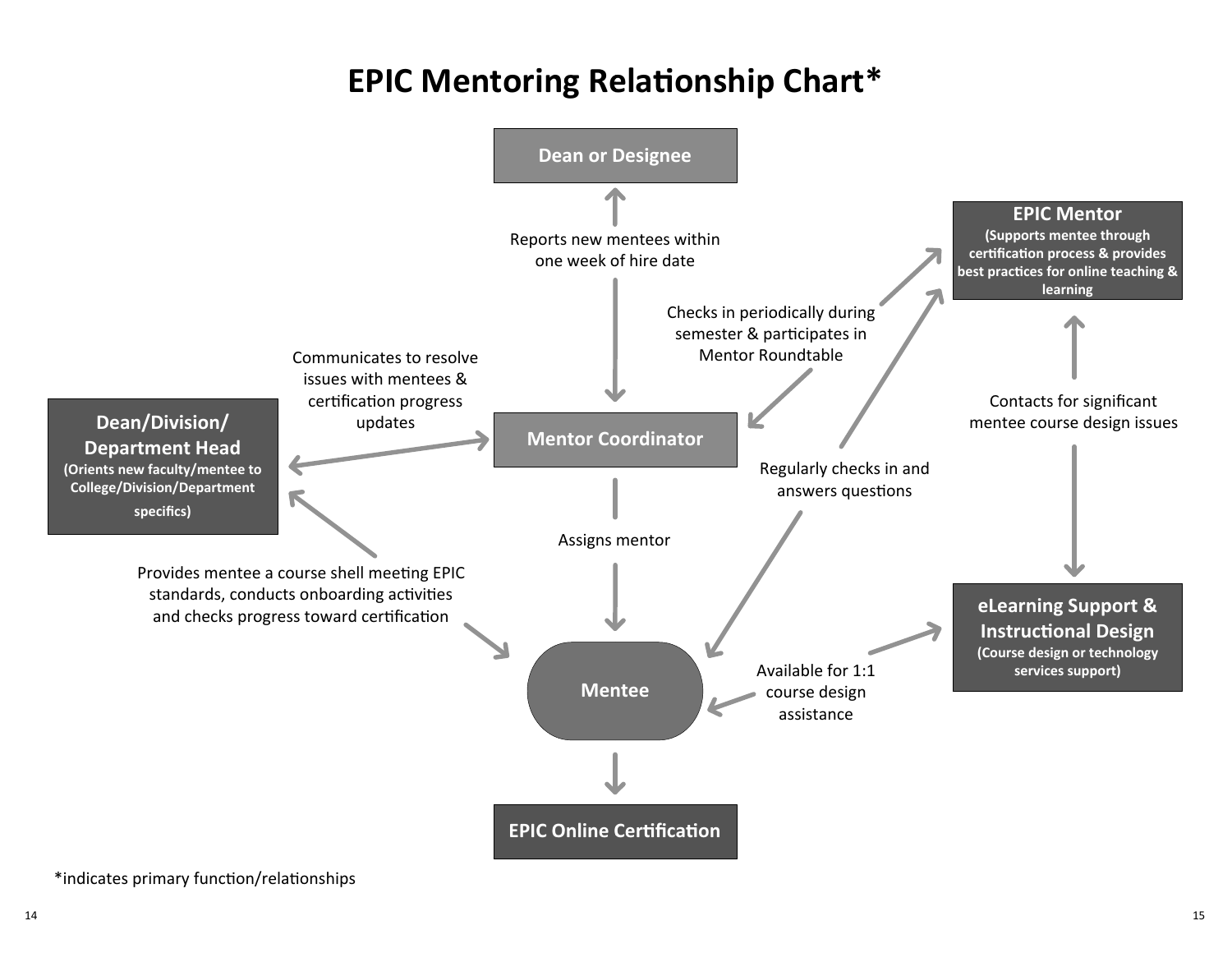# EPIC Mentoring Relationship Chart*

Dean or Designee

Reports new mentees within one week of hire date

EPIC Mentor
(Supports mentee through certification process & provides best practices for online teaching & learning)

Checks in periodically during semester & participates in Mentor Roundtable

Communicates to resolve issues with mentees & certification progress updates

Dean/Division/ Department Head
(Orients new faculty/mentee to College/Division/Department specifics)

Mentor Coordinator

Regularly checks in and answers questions

Contacts for significant mentee course design issues

Assigns mentor

Provides mentee a course shell meeting EPIC standards, conducts onboarding activities and checks progress toward certification

eLearning Support & Instructional Design
(Course design or technology services support)

Mentee

Available for 1:1 course design assistance

EPIC Online Certification

*indicates primary function/relationships